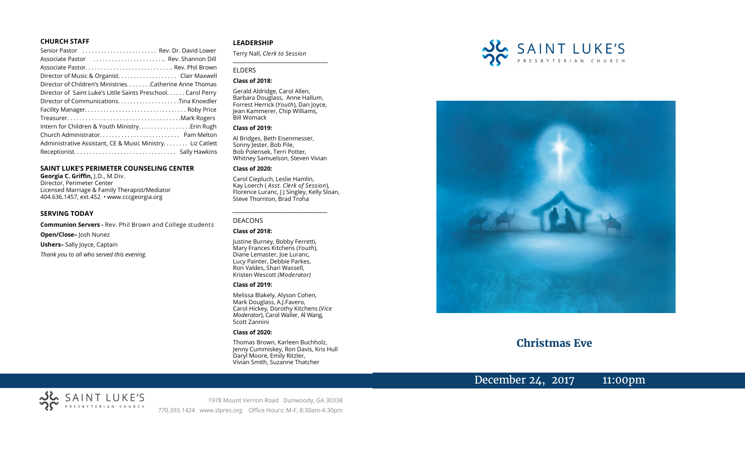### CHURCH STAFF

Senior Pastor ........................ Rev. Dr. David Lower
Associate Pastor ........................ Rev. Shannon Dill
Associate Pastor............................ Rev. Phil Brown
Director of Music & Organist.................. Clair Maxwell
Director of Children's Ministries........Catherine Anne Thomas
Director of Saint Luke's Little Saints Preschool...... Carol Perry
Director of Communications....................Tina Knoedler
Facility Manager................................ Roby Price
Treasurer....................................Mark Rogers
Intern for Children & Youth Ministry.................Erin Rugh
Church Administrator.......................... Pam Melton
Administrative Assistant, CE & Music Ministry........ Liz Catlett
Receptionist................................ Sally Hawkins

### SAINT LUKE'S PERIMETER COUNSELING CENTER

**Georgia C. Griffin,** J.D., M.Div.
Director, Perimeter Center
Licensed Marriage & Family Therapist/Mediator
404.636.1457, ext.452 • www.cccgeorgia.org

### SERVING TODAY

**Communion Servers -** Rev. Phil Brown and College students

**Open/Close–** Josh Nunez

**Ushers–** Sally Joyce, Captain

*Thank you to all who served this evening.*

### LEADERSHIP

Terry Nall, *Clerk to Session*

ELDERS

**Class of 2018:**

Gerald Aldridge, Carol Allen, Barbara Douglass, Anne Hallum, Forrest Herrick (*Youth*), Dan Joyce, Jean Kammerer, Chip Williams, Bill Womack

**Class of 2019:**

Al Bridges, Beth Eisenmesser, Sonny Jester, Bob Pile, Bob Polensek, Terri Potter, Whitney Samuelson, Steven Vivian

**Class of 2020:**

Carol Ciepluch, Leslie Hamlin, Kay Loerch ( *Asst. Clerk of Session*), Florence Luranc, J J Singley, Kelly Sloan, Steve Thornton, Brad Troha

DEACONS

**Class of 2018:**

Justine Burney, Bobby Ferretti, Mary Frances Kitchens (*Youth*), Diane Lemaster, Joe Luranc, Lucy Painter, Debbie Parkes, Ron Valdes, Shari Wassell, Kristen Wescott *(Moderator)*

**Class of 2019:**

Melissa Blakely, Alyson Cohen, Mark Douglass, A.J.Favero, Carol Hickey, Dorothy Kitchens (*Vice Moderator*), Carol Waller, Al Wang, Scott Zannini

**Class of 2020:**

Thomas Brown, Karleen Buchholz, Jenny Cummiskey, Ron Davis, Kris Hull Daryl Moore, Emily Ritzler, Vivian Smith, Suzanne Thatcher

SAINT LUKE'S PRESBYTERIAN CHURCH

# Christmas Eve

December 24, 2017 11:00pm

SAINT LUKE'S PRESBYTERIAN CHURCH

1978 Mount Vernon Road Dunwoody, GA 30338
770.393.1424 www.slpres.org Office Hours: M-F, 8:30am-4:30pm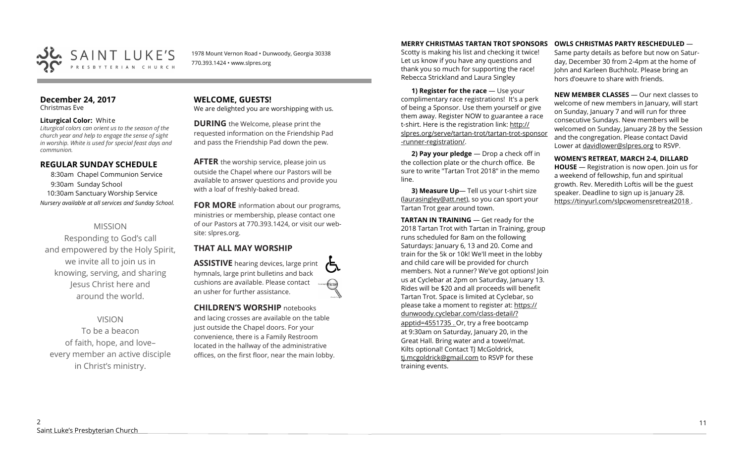SAINT LUKE'S PRESBYTERIAN CHURCH

1978 Mount Vernon Road • Dunwoody, Georgia 30338
770.393.1424 • www.slpres.org

## December 24, 2017

Christmas Eve

**Liturgical Color:** White

*Liturgical colors can orient us to the season of the church year and help to engage the sense of sight in worship. White is used for special feast days and communion.*

## REGULAR SUNDAY SCHEDULE

8:30am Chapel Communion Service
9:30am Sunday School
10:30am Sanctuary Worship Service

*Nursery available at all services and Sunday School.*

### MISSION

Responding to God's call and empowered by the Holy Spirit, we invite all to join us in knowing, serving, and sharing Jesus Christ here and around the world.

### VISION

To be a beacon of faith, hope, and love– every member an active disciple in Christ's ministry.

## WELCOME, GUESTS!

We are delighted you are worshipping with us.

**DURING** the Welcome, please print the requested information on the Friendship Pad and pass the Friendship Pad down the pew.

**AFTER** the worship service, please join us outside the Chapel where our Pastors will be available to answer questions and provide you with a loaf of freshly-baked bread.

**FOR MORE** information about our programs, ministries or membership, please contact one of our Pastors at 770.393.1424, or visit our website: slpres.org.

## THAT ALL MAY WORSHIP

**ASSISTIVE** hearing devices, large print hymnals, large print bulletins and back cushions are available. Please contact an usher for further assistance.

**CHILDREN'S WORSHIP** notebooks and lacing crosses are available on the table just outside the Chapel doors. For your convenience, there is a Family Restroom located in the hallway of the administrative offices, on the first floor, near the main lobby.

**MERRY CHRISTMAS TARTAN TROT SPONSORS**
Scotty is making his list and checking it twice! Let us know if you have any questions and thank you so much for supporting the race! Rebecca Strickland and Laura Singley

**1) Register for the race** — Use your complimentary race registrations! It's a perk of being a Sponsor. Use them yourself or give them away. Register NOW to guarantee a race t-shirt. Here is the registration link: http://slpres.org/serve/tartan-trot/tartan-trot-sponsor-runner-registration/.

**2) Pay your pledge** — Drop a check off in the collection plate or the church office. Be sure to write "Tartan Trot 2018" in the memo line.

**3) Measure Up**— Tell us your t-shirt size (laurasingley@att.net), so you can sport your Tartan Trot gear around town.

**TARTAN IN TRAINING** — Get ready for the 2018 Tartan Trot with Tartan in Training, group runs scheduled for 8am on the following Saturdays: January 6, 13 and 20. Come and train for the 5k or 10k! We'll meet in the lobby and child care will be provided for church members. Not a runner? We've got options! Join us at Cyclebar at 2pm on Saturday, January 13. Rides will be $20 and all proceeds will benefit Tartan Trot. Space is limited at Cyclebar, so please take a moment to register at: https://dunwoody.cyclebar.com/class-detail/?apptid=4551735 . Or, try a free bootcamp at 9:30am on Saturday, January 20, in the Great Hall. Bring water and a towel/mat. Kilts optional! Contact TJ McGoldrick, tj.mcgoldrick@gmail.com to RSVP for these training events.

**OWLS CHRISTMAS PARTY RESCHEDULED** — Same party details as before but now on Saturday, December 30 from 2-4pm at the home of John and Karleen Buchholz. Please bring an hors d'oeuvre to share with friends.

**NEW MEMBER CLASSES** — Our next classes to welcome of new members in January, will start on Sunday, January 7 and will run for three consecutive Sundays. New members will be welcomed on Sunday, January 28 by the Session and the congregation. Please contact David Lower at davidlower@slpres.org to RSVP.

**WOMEN'S RETREAT, MARCH 2-4, DILLARD HOUSE** — Registration is now open. Join us for a weekend of fellowship, fun and spiritual growth. Rev. Meredith Loftis will be the guest speaker. Deadline to sign up is January 28. https://tinyurl.com/slpcwomensretreat2018 .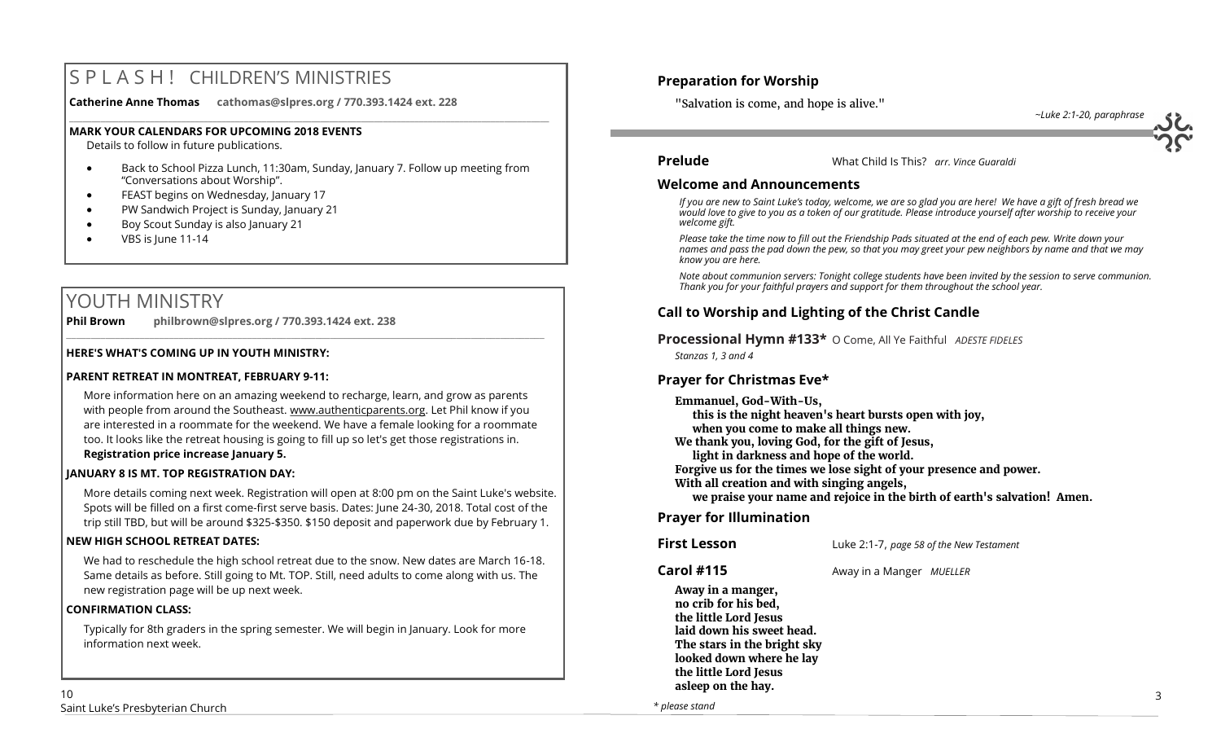# S P L A S H ! CHILDREN'S MINISTRIES

**Catherine Anne Thomas cathomas@slpres.org / 770.393.1424 ext. 228**

**MARK YOUR CALENDARS FOR UPCOMING 2018 EVENTS**

Details to follow in future publications.

- Back to School Pizza Lunch, 11:30am, Sunday, January 7. Follow up meeting from "Conversations about Worship".
- FEAST begins on Wednesday, January 17
- PW Sandwich Project is Sunday, January 21
- Boy Scout Sunday is also January 21
- VBS is June 11-14

# YOUTH MINISTRY

**Phil Brown philbrown@slpres.org / 770.393.1424 ext. 238**

**HERE'S WHAT'S COMING UP IN YOUTH MINISTRY:**

**PARENT RETREAT IN MONTREAT, FEBRUARY 9-11:**

More information here on an amazing weekend to recharge, learn, and grow as parents with people from around the Southeast. www.authenticparents.org. Let Phil know if you are interested in a roommate for the weekend. We have a female looking for a roommate too. It looks like the retreat housing is going to fill up so let's get those registrations in. **Registration price increase January 5.**

**JANUARY 8 IS MT. TOP REGISTRATION DAY:**

More details coming next week. Registration will open at 8:00 pm on the Saint Luke's website. Spots will be filled on a first come-first serve basis. Dates: June 24-30, 2018. Total cost of the trip still TBD, but will be around $325-$350. $150 deposit and paperwork due by February 1.

**NEW HIGH SCHOOL RETREAT DATES:**

We had to reschedule the high school retreat due to the snow. New dates are March 16-18. Same details as before. Still going to Mt. TOP. Still, need adults to come along with us. The new registration page will be up next week.

**CONFIRMATION CLASS:**

Typically for 8th graders in the spring semester. We will begin in January. Look for more information next week.

## Preparation for Worship

"Salvation is come, and hope is alive."

*~Luke 2:1-20, paraphrase*

**Prelude** What Child Is This? *arr. Vince Guaraldi*

## Welcome and Announcements

*If you are new to Saint Luke's today, welcome, we are so glad you are here! We have a gift of fresh bread we would love to give to you as a token of our gratitude. Please introduce yourself after worship to receive your welcome gift.*

*Please take the time now to fill out the Friendship Pads situated at the end of each pew. Write down your names and pass the pad down the pew, so that you may greet your pew neighbors by name and that we may know you are here.*

*Note about communion servers: Tonight college students have been invited by the session to serve communion. Thank you for your faithful prayers and support for them throughout the school year.*

## Call to Worship and Lighting of the Christ Candle

**Processional Hymn #133*** O Come, All Ye Faithful *ADESTE FIDELES*

*Stanzas 1, 3 and 4*

## Prayer for Christmas Eve*

**Emmanuel, God-With-Us,**
**this is the night heaven's heart bursts open with joy,**
**when you come to make all things new.**
**We thank you, loving God, for the gift of Jesus,**
**light in darkness and hope of the world.**
**Forgive us for the times we lose sight of your presence and power.**
**With all creation and with singing angels,**
**we praise your name and rejoice in the birth of earth's salvation! Amen.**

## Prayer for Illumination

**First Lesson** Luke 2:1-7, *page 58 of the New Testament*

**Carol #115** Away in a Manger *MUELLER*

**Away in a manger,**
**no crib for his bed,**
**the little Lord Jesus**
**laid down his sweet head.**
**The stars in the bright sky**
**looked down where he lay**
**the little Lord Jesus**
**asleep on the hay.**

*\* please stand*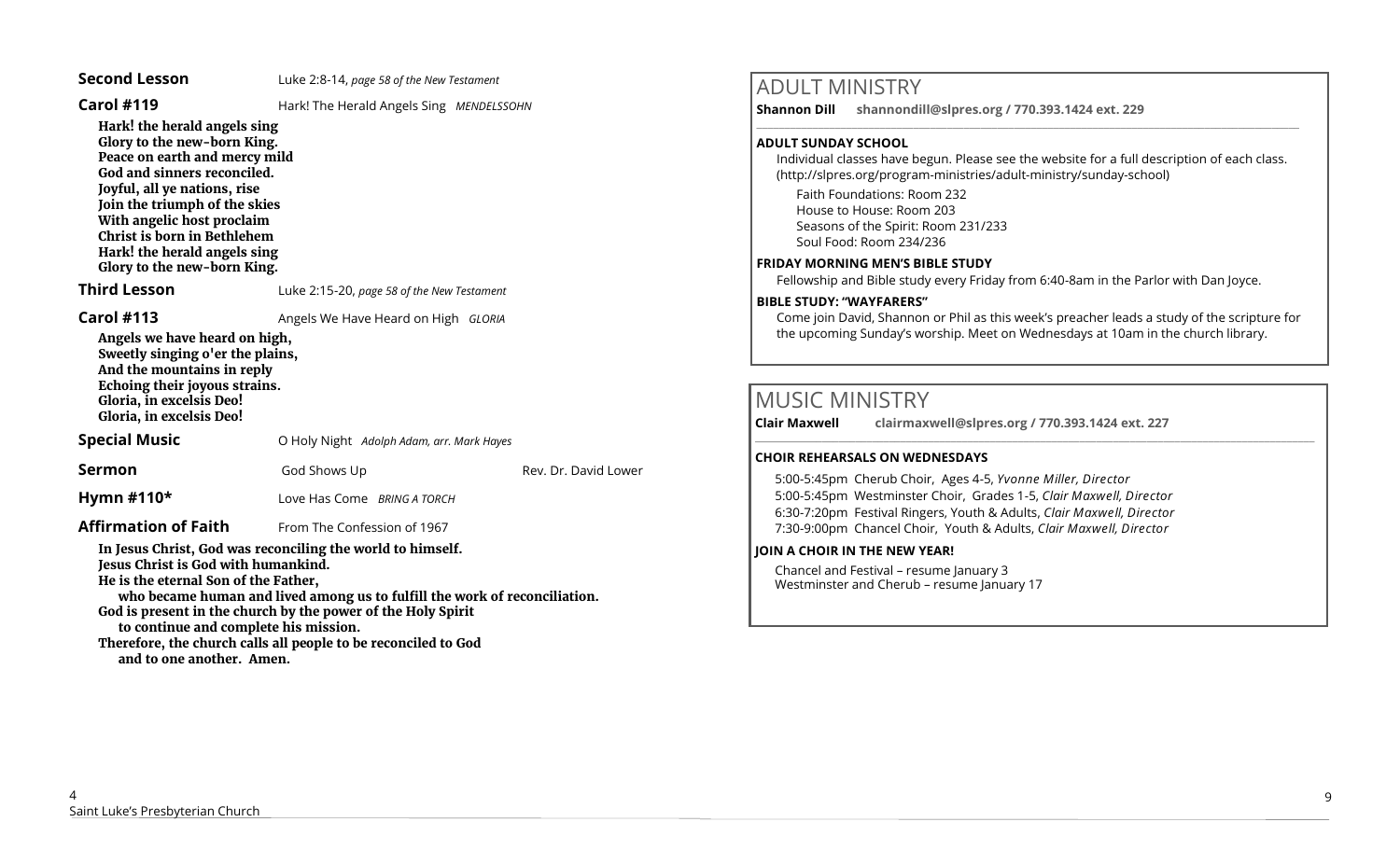**Second Lesson** Luke 2:8-14, *page 58 of the New Testament*

**Carol #119** Hark! The Herald Angels Sing *MENDELSSOHN*

**Hark! the herald angels sing**
**Glory to the new-born King.**
**Peace on earth and mercy mild**
**God and sinners reconciled.**
**Joyful, all ye nations, rise**
**Join the triumph of the skies**
**With angelic host proclaim**
**Christ is born in Bethlehem**
**Hark! the herald angels sing**
**Glory to the new-born King.**

**Third Lesson** Luke 2:15-20, *page 58 of the New Testament*

**Carol #113** Angels We Have Heard on High *GLORIA*

**Angels we have heard on high,**
**Sweetly singing o'er the plains,**
**And the mountains in reply**
**Echoing their joyous strains.**
**Gloria, in excelsis Deo!**
**Gloria, in excelsis Deo!**

**Special Music** O Holy Night *Adolph Adam, arr. Mark Hayes*

**Sermon** God Shows Up Rev. Dr. David Lower

**Hymn #110*** Love Has Come *BRING A TORCH*

**Affirmation of Faith** From The Confession of 1967

**In Jesus Christ, God was reconciling the world to himself.**
**Jesus Christ is God with humankind.**
**He is the eternal Son of the Father,**
**who became human and lived among us to fulfill the work of reconciliation.**
**God is present in the church by the power of the Holy Spirit**
**to continue and complete his mission.**
**Therefore, the church calls all people to be reconciled to God**
**and to one another. Amen.**

## ADULT MINISTRY

**Shannon Dill shannondill@slpres.org / 770.393.1424 ext. 229**

### ADULT SUNDAY SCHOOL

Individual classes have begun. Please see the website for a full description of each class. (http://slpres.org/program-ministries/adult-ministry/sunday-school)

Faith Foundations: Room 232
House to House: Room 203
Seasons of the Spirit: Room 231/233
Soul Food: Room 234/236

### FRIDAY MORNING MEN'S BIBLE STUDY

Fellowship and Bible study every Friday from 6:40-8am in the Parlor with Dan Joyce.

### BIBLE STUDY: "WAYFARERS"

Come join David, Shannon or Phil as this week's preacher leads a study of the scripture for the upcoming Sunday's worship. Meet on Wednesdays at 10am in the church library.

## MUSIC MINISTRY

**Clair Maxwell clairmaxwell@slpres.org / 770.393.1424 ext. 227**

### CHOIR REHEARSALS ON WEDNESDAYS

5:00-5:45pm Cherub Choir, Ages 4-5, *Yvonne Miller, Director*
5:00-5:45pm Westminster Choir, Grades 1-5, *Clair Maxwell, Director*
6:30-7:20pm Festival Ringers, Youth & Adults, *Clair Maxwell, Director*
7:30-9:00pm Chancel Choir, Youth & Adults, *Clair Maxwell, Director*

### JOIN A CHOIR IN THE NEW YEAR!

Chancel and Festival – resume January 3
Westminster and Cherub – resume January 17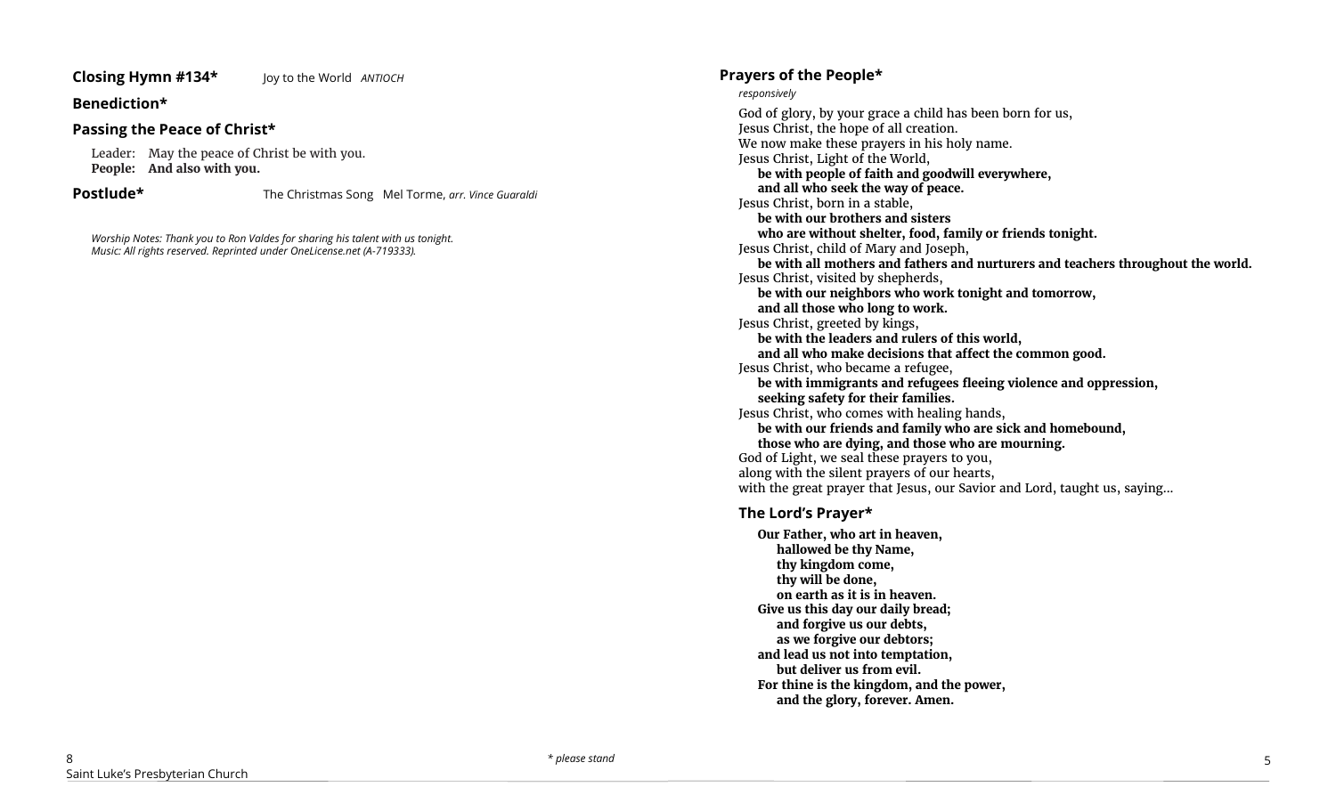## Closing Hymn #134*     Joy to the World   *ANTIOCH*

## Benediction*

## Passing the Peace of Christ*

Leader: May the peace of Christ be with you.
**People: And also with you.**

## Postlude*     The Christmas Song   Mel Torme, *arr. Vince Guaraldi*

*Worship Notes: Thank you to Ron Valdes for sharing his talent with us tonight.*
*Music: All rights reserved. Reprinted under OneLicense.net (A-719333).*

## Prayers of the People*

*responsively*

God of glory, by your grace a child has been born for us,
Jesus Christ, the hope of all creation.
We now make these prayers in his holy name.
Jesus Christ, Light of the World,
**be with people of faith and goodwill everywhere,**
**and all who seek the way of peace.**
Jesus Christ, born in a stable,
**be with our brothers and sisters**
**who are without shelter, food, family or friends tonight.**
Jesus Christ, child of Mary and Joseph,
**be with all mothers and fathers and nurturers and teachers throughout the world.**
Jesus Christ, visited by shepherds,
**be with our neighbors who work tonight and tomorrow,**
**and all those who long to work.**
Jesus Christ, greeted by kings,
**be with the leaders and rulers of this world,**
**and all who make decisions that affect the common good.**
Jesus Christ, who became a refugee,
**be with immigrants and refugees fleeing violence and oppression,**
**seeking safety for their families.**
Jesus Christ, who comes with healing hands,
**be with our friends and family who are sick and homebound,**
**those who are dying, and those who are mourning.**
God of Light, we seal these prayers to you,
along with the silent prayers of our hearts,
with the great prayer that Jesus, our Savior and Lord, taught us, saying…

## The Lord's Prayer*

**Our Father, who art in heaven,**
**hallowed be thy Name,**
**thy kingdom come,**
**thy will be done,**
**on earth as it is in heaven.**
**Give us this day our daily bread;**
**and forgive us our debts,**
**as we forgive our debtors;**
**and lead us not into temptation,**
**but deliver us from evil.**
**For thine is the kingdom, and the power,**
**and the glory, forever. Amen.**

*\* please stand*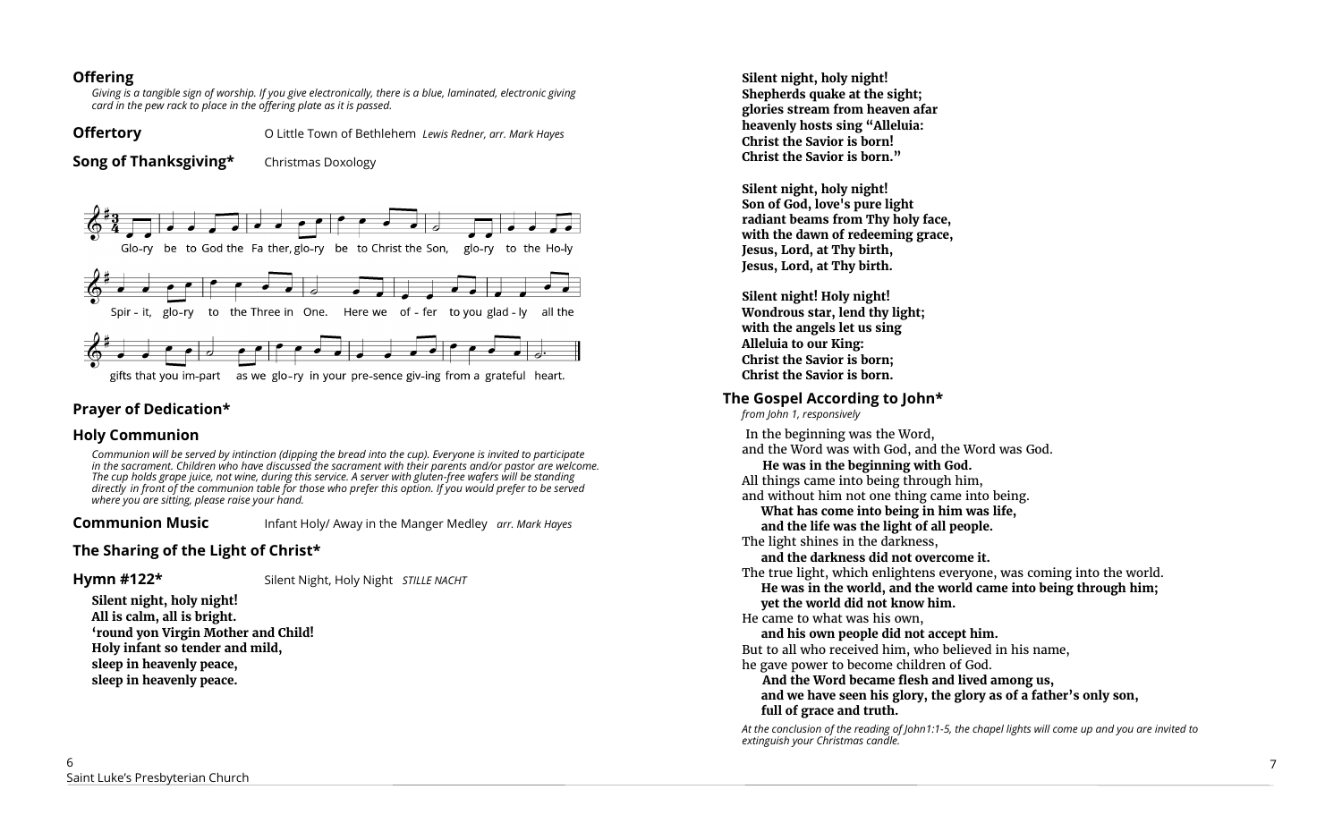## Offering

*Giving is a tangible sign of worship. If you give electronically, there is a blue, laminated, electronic giving card in the pew rack to place in the offering plate as it is passed.*

**Offertory** O Little Town of Bethlehem *Lewis Redner, arr. Mark Hayes*

**Song of Thanksgiving*** Christmas Doxology

Glo-ry be to God the Fa ther, glo-ry be to Christ the Son, glo-ry to the Ho-ly Spir – it, glo-ry to the Three in One. Here we of – fer to you glad – ly all the gifts that you im-part as we glo – ry in your pre-sence giv-ing from a grateful heart.

## Prayer of Dedication*

## Holy Communion

*Communion will be served by intinction (dipping the bread into the cup). Everyone is invited to participate in the sacrament. Children who have discussed the sacrament with their parents and/or pastor are welcome. The cup holds grape juice, not wine, during this service. A server with gluten-free wafers will be standing directly in front of the communion table for those who prefer this option. If you would prefer to be served where you are sitting, please raise your hand.*

**Communion Music** Infant Holy/ Away in the Manger Medley *arr. Mark Hayes*

## The Sharing of the Light of Christ*

**Hymn #122*** Silent Night, Holy Night *STILLE NACHT*

**Silent night, holy night!**
**All is calm, all is bright.**
**'round yon Virgin Mother and Child!**
**Holy infant so tender and mild,**
**sleep in heavenly peace,**
**sleep in heavenly peace.**

**Silent night, holy night!**
**Shepherds quake at the sight;**
**glories stream from heaven afar**
**heavenly hosts sing "Alleluia:**
**Christ the Savior is born!**
**Christ the Savior is born."**

**Silent night, holy night!**
**Son of God, love's pure light**
**radiant beams from Thy holy face,**
**with the dawn of redeeming grace,**
**Jesus, Lord, at Thy birth,**
**Jesus, Lord, at Thy birth.**

**Silent night! Holy night!**
**Wondrous star, lend thy light;**
**with the angels let us sing**
**Alleluia to our King:**
**Christ the Savior is born;**
**Christ the Savior is born.**

## The Gospel According to John*

*from John 1, responsively*

In the beginning was the Word,
and the Word was with God, and the Word was God.
**He was in the beginning with God.**
All things came into being through him,
and without him not one thing came into being.
**What has come into being in him was life,**
**and the life was the light of all people.**
The light shines in the darkness,
**and the darkness did not overcome it.**
The true light, which enlightens everyone, was coming into the world.
**He was in the world, and the world came into being through him;**
**yet the world did not know him.**
He came to what was his own,
**and his own people did not accept him.**
But to all who received him, who believed in his name,
he gave power to become children of God.
**And the Word became flesh and lived among us,**
**and we have seen his glory, the glory as of a father's only son,**
**full of grace and truth.**

*At the conclusion of the reading of John1:1-5, the chapel lights will come up and you are invited to extinguish your Christmas candle.*